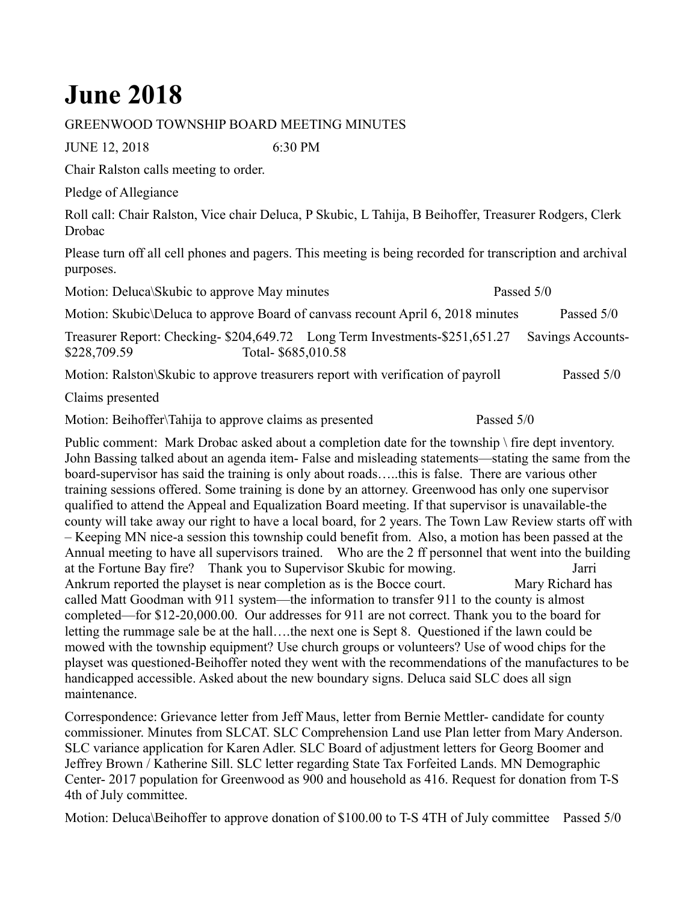# June 2018

GREENWOOD TOWNSHIP BOARD MEETING MINUTES

JUNE 12, 2018 6:30 PM

Chair Ralston calls meeting to order.

Pledge of Allegiance

Roll call: Chair Ralston, Vice chair Deluca, P Skubic, L Tahija, B Beihoffer, Treasurer Rodgers, Clerk Drobac

Please turn off all cell phones and pagers. This meeting is being recorded for transcription and archival purposes.

Motion: Deluca\Skubic to approve May minutes Passed 5/0

Motion: Skubic\Deluca to approve Board of canvass recount April 6, 2018 minutes Passed 5/0

Treasurer Report: Checking- $204,649.72 Long Term Investments-$251,651.27 Savings Accounts- $228,709.59 Total- $685,010.58

Motion: Ralston\Skubic to approve treasurers report with verification of payroll Passed 5/0

Claims presented

Motion: Beihoffer\Tahija to approve claims as presented Passed 5/0

Public comment: Mark Drobac asked about a completion date for the township \ fire dept inventory. John Bassing talked about an agenda item- False and misleading statements—stating the same from the board-supervisor has said the training is only about roads…..this is false. There are various other training sessions offered. Some training is done by an attorney. Greenwood has only one supervisor qualified to attend the Appeal and Equalization Board meeting. If that supervisor is unavailable-the county will take away our right to have a local board, for 2 years. The Town Law Review starts off with – Keeping MN nice-a session this township could benefit from. Also, a motion has been passed at the Annual meeting to have all supervisors trained. Who are the 2 ff personnel that went into the building at the Fortune Bay fire? Thank you to Supervisor Skubic for mowing. Jarri Ankrum reported the playset is near completion as is the Bocce court. Mary Richard has called Matt Goodman with 911 system—the information to transfer 911 to the county is almost completed—for $12-20,000.00. Our addresses for 911 are not correct. Thank you to the board for letting the rummage sale be at the hall….the next one is Sept 8. Questioned if the lawn could be mowed with the township equipment? Use church groups or volunteers? Use of wood chips for the playset was questioned-Beihoffer noted they went with the recommendations of the manufactures to be handicapped accessible. Asked about the new boundary signs. Deluca said SLC does all sign maintenance.

Correspondence: Grievance letter from Jeff Maus, letter from Bernie Mettler- candidate for county commissioner. Minutes from SLCAT. SLC Comprehension Land use Plan letter from Mary Anderson. SLC variance application for Karen Adler. SLC Board of adjustment letters for Georg Boomer and Jeffrey Brown / Katherine Sill. SLC letter regarding State Tax Forfeited Lands. MN Demographic Center- 2017 population for Greenwood as 900 and household as 416. Request for donation from T-S 4th of July committee.

Motion: Deluca\Beihoffer to approve donation of $100.00 to T-S 4TH of July committee Passed 5/0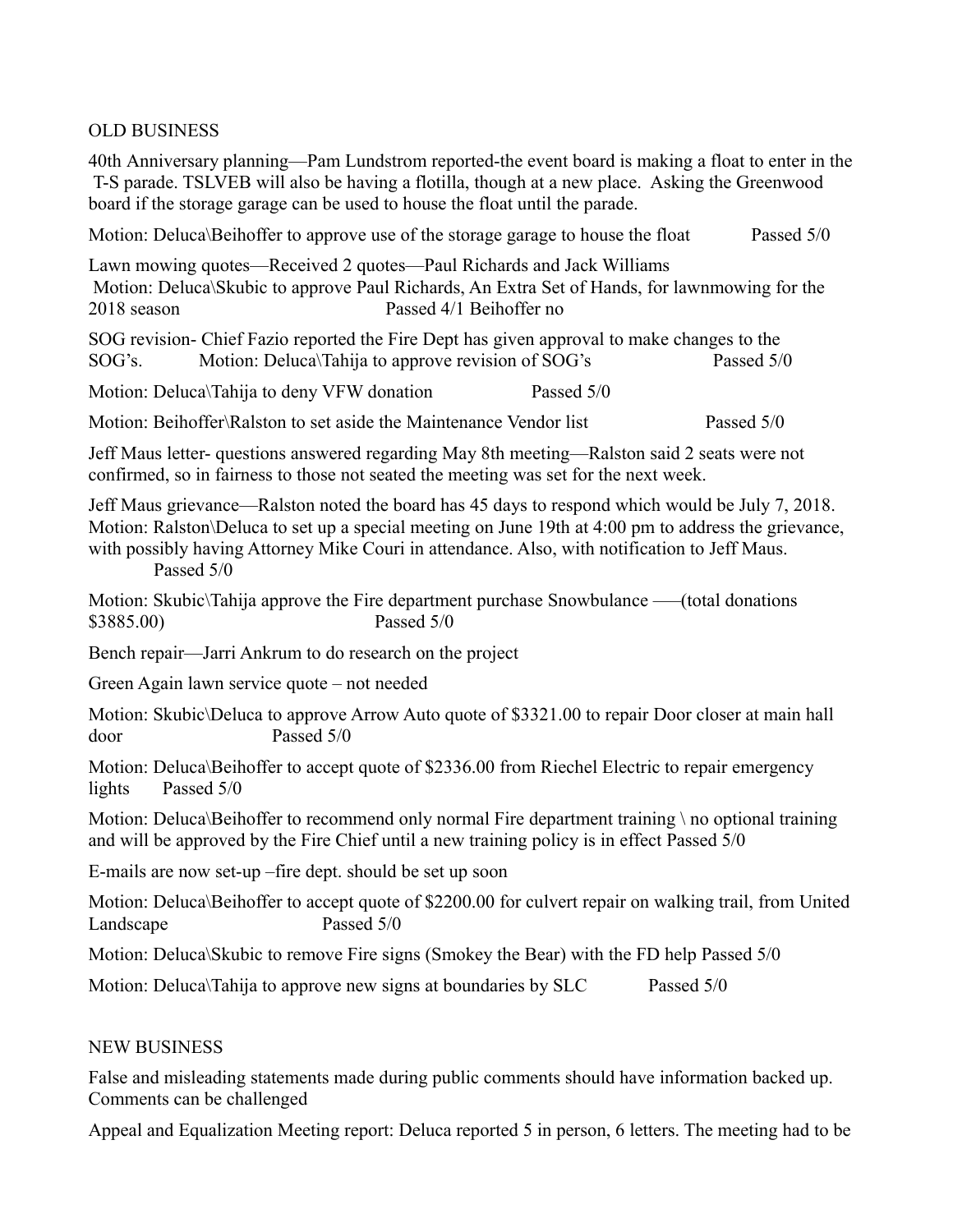OLD BUSINESS

40th Anniversary planning—Pam Lundstrom reported-the event board is making a float to enter in the T-S parade. TSLVEB will also be having a flotilla, though at a new place. Asking the Greenwood board if the storage garage can be used to house the float until the parade.

Motion: Deluca\Beihoffer to approve use of the storage garage to house the float Passed 5/0

Lawn mowing quotes—Received 2 quotes—Paul Richards and Jack Williams
Motion: Deluca\Skubic to approve Paul Richards, An Extra Set of Hands, for lawnmowing for the 2018 season Passed 4/1 Beihoffer no

SOG revision- Chief Fazio reported the Fire Dept has given approval to make changes to the SOG's. Motion: Deluca\Tahija to approve revision of SOG's Passed 5/0

Motion: Deluca\Tahija to deny VFW donation Passed 5/0

Motion: Beihoffer\Ralston to set aside the Maintenance Vendor list Passed 5/0

Jeff Maus letter- questions answered regarding May 8th meeting—Ralston said 2 seats were not confirmed, so in fairness to those not seated the meeting was set for the next week.

Jeff Maus grievance—Ralston noted the board has 45 days to respond which would be July 7, 2018. Motion: Ralston\Deluca to set up a special meeting on June 19th at 4:00 pm to address the grievance, with possibly having Attorney Mike Couri in attendance. Also, with notification to Jeff Maus. Passed 5/0

Motion: Skubic\Tahija approve the Fire department purchase Snowbulance —(total donations $3885.00) Passed 5/0

Bench repair—Jarri Ankrum to do research on the project

Green Again lawn service quote – not needed

Motion: Skubic\Deluca to approve Arrow Auto quote of $3321.00 to repair Door closer at main hall door Passed 5/0

Motion: Deluca\Beihoffer to accept quote of $2336.00 from Riechel Electric to repair emergency lights Passed 5/0

Motion: Deluca\Beihoffer to recommend only normal Fire department training \ no optional training and will be approved by the Fire Chief until a new training policy is in effect Passed 5/0

E-mails are now set-up –fire dept. should be set up soon

Motion: Deluca\Beihoffer to accept quote of $2200.00 for culvert repair on walking trail, from United Landscape Passed 5/0

Motion: Deluca\Skubic to remove Fire signs (Smokey the Bear) with the FD help Passed 5/0

Motion: Deluca\Tahija to approve new signs at boundaries by SLC Passed 5/0

NEW BUSINESS

False and misleading statements made during public comments should have information backed up. Comments can be challenged

Appeal and Equalization Meeting report: Deluca reported 5 in person, 6 letters. The meeting had to be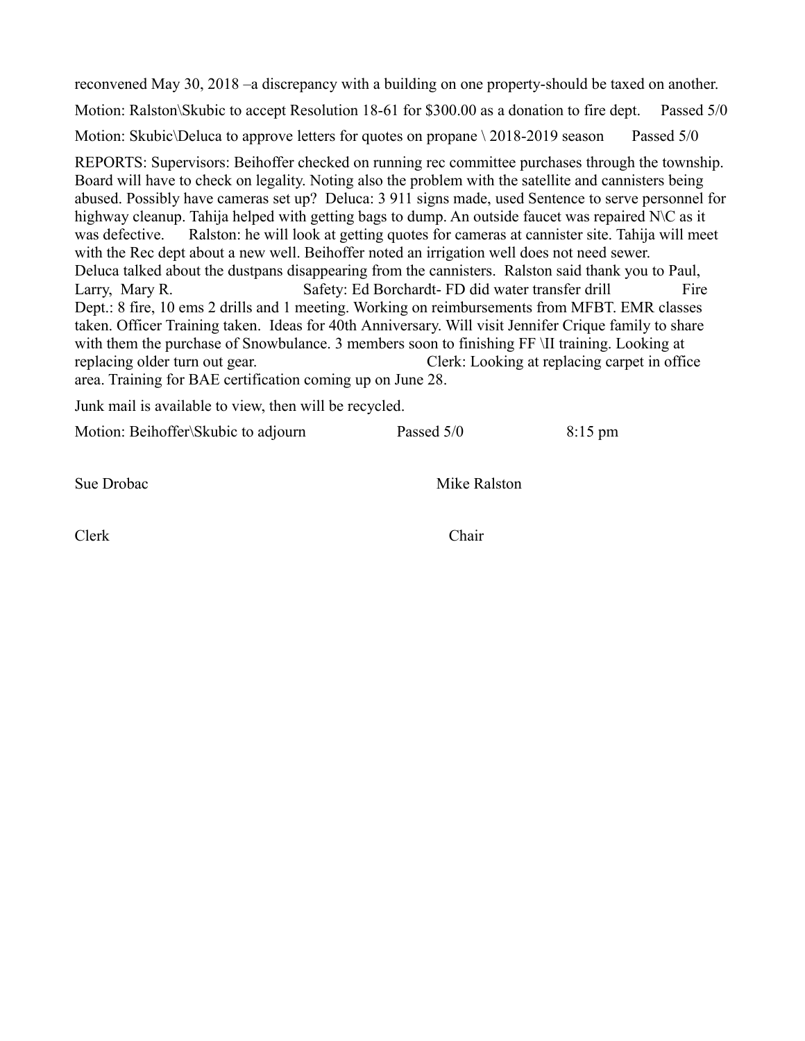reconvened May 30, 2018 –a discrepancy with a building on one property-should be taxed on another.

Motion: Ralston\Skubic to accept Resolution 18-61 for $300.00 as a donation to fire dept. Passed 5/0

Motion: Skubic\Deluca to approve letters for quotes on propane \ 2018-2019 season Passed 5/0

REPORTS: Supervisors: Beihoffer checked on running rec committee purchases through the township. Board will have to check on legality. Noting also the problem with the satellite and cannisters being abused. Possibly have cameras set up? Deluca: 3 911 signs made, used Sentence to serve personnel for highway cleanup. Tahija helped with getting bags to dump. An outside faucet was repaired N\C as it was defective. Ralston: he will look at getting quotes for cameras at cannister site. Tahija will meet with the Rec dept about a new well. Beihoffer noted an irrigation well does not need sewer. Deluca talked about the dustpans disappearing from the cannisters. Ralston said thank you to Paul, Larry, Mary R. Safety: Ed Borchardt- FD did water transfer drill Fire Dept.: 8 fire, 10 ems 2 drills and 1 meeting. Working on reimbursements from MFBT. EMR classes taken. Officer Training taken. Ideas for 40th Anniversary. Will visit Jennifer Crique family to share with them the purchase of Snowbulance. 3 members soon to finishing FF \II training. Looking at replacing older turn out gear. Clerk: Looking at replacing carpet in office area. Training for BAE certification coming up on June 28.

Junk mail is available to view, then will be recycled.

Motion: Beihoffer\Skubic to adjourn Passed 5/0 8:15 pm

Sue Drobac Mike Ralston

Clerk Chair